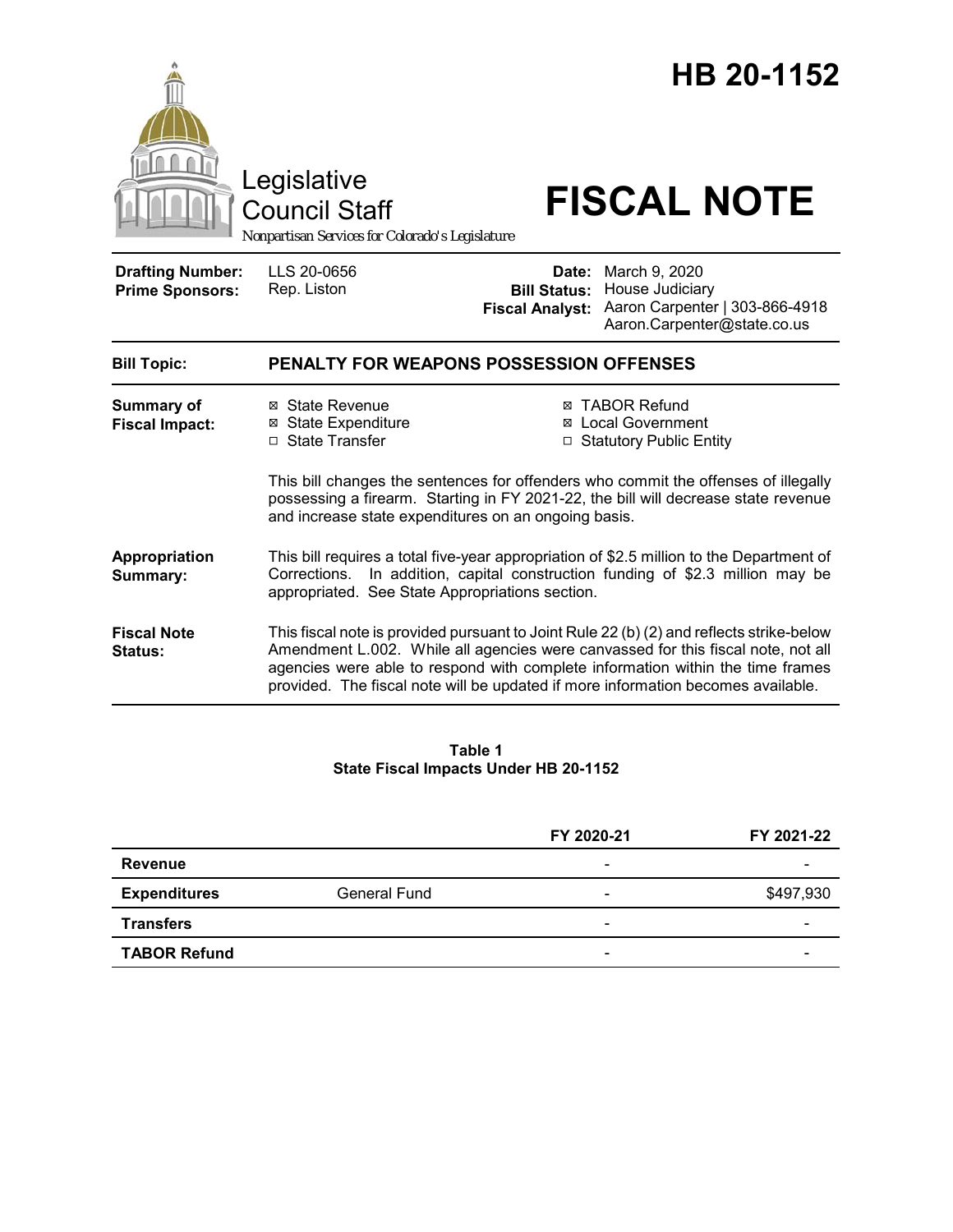# HB 20-1152

Legislative Council Staff

*Nonpartisan Services for Colorado's Legislature*

# FISCAL NOTE

| | | | |
|---|---|---|---|
| **Drafting Number:** | LLS 20-0656 | **Date:** | March 9, 2020 |
| **Prime Sponsors:** | Rep. Liston | **Bill Status:** | House Judiciary |
| | | **Fiscal Analyst:** | Aaron Carpenter \| 303-866-4918<br>Aaron.Carpenter@state.co.us |

**Bill Topic:** **PENALTY FOR WEAPONS POSSESSION OFFENSES**

**Summary of Fiscal Impact:**

- ☒ State Revenue
- ☒ State Expenditure
- ☐ State Transfer
- ☒ TABOR Refund
- ☒ Local Government
- ☐ Statutory Public Entity

This bill changes the sentences for offenders who commit the offenses of illegally possessing a firearm. Starting in FY 2021-22, the bill will decrease state revenue and increase state expenditures on an ongoing basis.

**Appropriation Summary:** This bill requires a total five-year appropriation of $2.5 million to the Department of Corrections. In addition, capital construction funding of $2.3 million may be appropriated. See State Appropriations section.

**Fiscal Note Status:** This fiscal note is provided pursuant to Joint Rule 22 (b) (2) and reflects strike-below Amendment L.002. While all agencies were canvassed for this fiscal note, not all agencies were able to respond with complete information within the time frames provided. The fiscal note will be updated if more information becomes available.

**Table 1**
**State Fiscal Impacts Under HB 20-1152**

| | | FY 2020-21 | FY 2021-22 |
|---|---|---|---|
| **Revenue** | | - | - |
| **Expenditures** | General Fund | - | $497,930 |
| **Transfers** | | - | - |
| **TABOR Refund** | | - | - |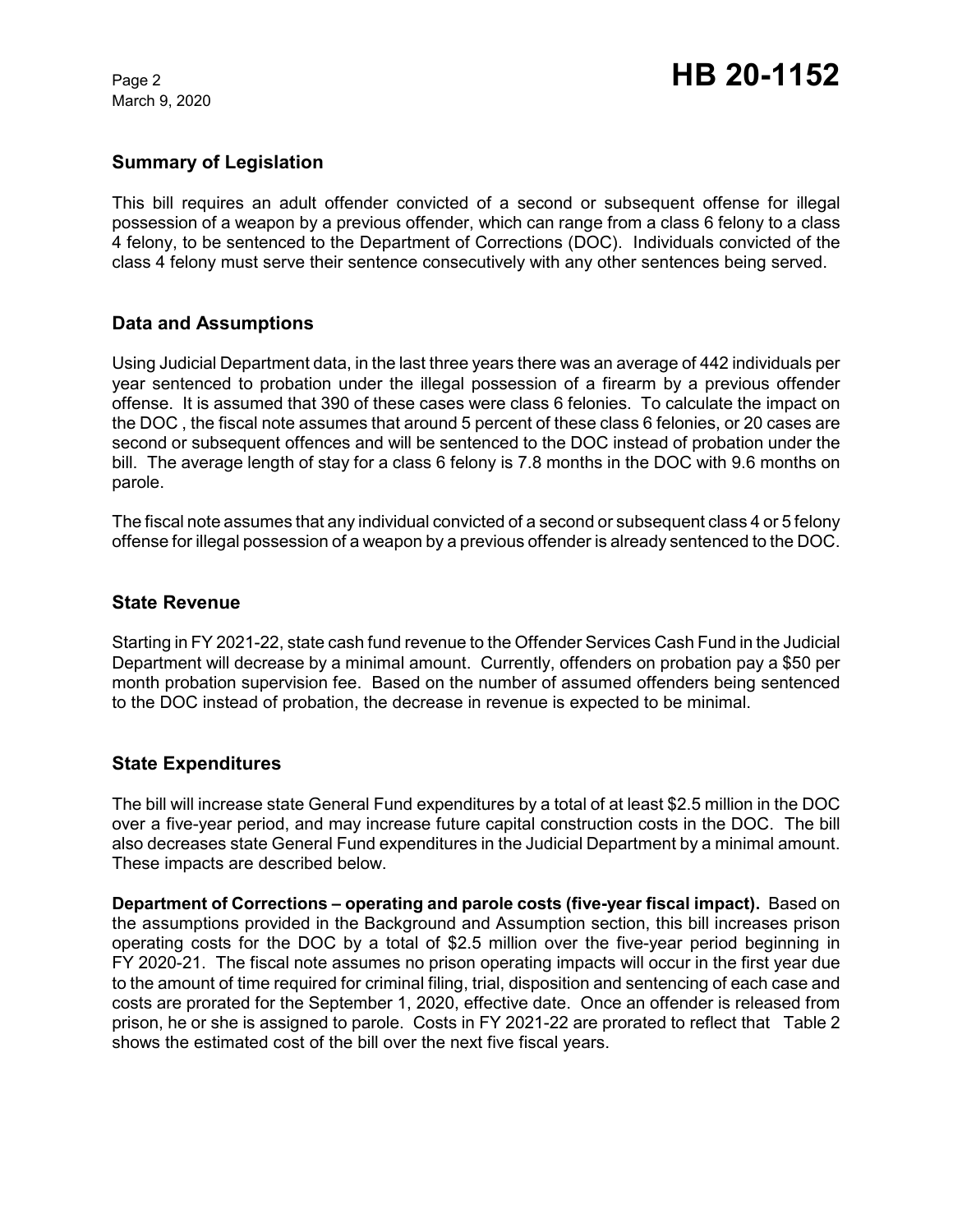## Summary of Legislation

This bill requires an adult offender convicted of a second or subsequent offense for illegal possession of a weapon by a previous offender, which can range from a class 6 felony to a class 4 felony, to be sentenced to the Department of Corrections (DOC). Individuals convicted of the class 4 felony must serve their sentence consecutively with any other sentences being served.

## Data and Assumptions

Using Judicial Department data, in the last three years there was an average of 442 individuals per year sentenced to probation under the illegal possession of a firearm by a previous offender offense. It is assumed that 390 of these cases were class 6 felonies. To calculate the impact on the DOC , the fiscal note assumes that around 5 percent of these class 6 felonies, or 20 cases are second or subsequent offences and will be sentenced to the DOC instead of probation under the bill. The average length of stay for a class 6 felony is 7.8 months in the DOC with 9.6 months on parole.

The fiscal note assumes that any individual convicted of a second or subsequent class 4 or 5 felony offense for illegal possession of a weapon by a previous offender is already sentenced to the DOC.

## State Revenue

Starting in FY 2021-22, state cash fund revenue to the Offender Services Cash Fund in the Judicial Department will decrease by a minimal amount. Currently, offenders on probation pay a $50 per month probation supervision fee. Based on the number of assumed offenders being sentenced to the DOC instead of probation, the decrease in revenue is expected to be minimal.

## State Expenditures

The bill will increase state General Fund expenditures by a total of at least $2.5 million in the DOC over a five-year period, and may increase future capital construction costs in the DOC. The bill also decreases state General Fund expenditures in the Judicial Department by a minimal amount. These impacts are described below.

**Department of Corrections – operating and parole costs (five-year fiscal impact).** Based on the assumptions provided in the Background and Assumption section, this bill increases prison operating costs for the DOC by a total of $2.5 million over the five-year period beginning in FY 2020-21. The fiscal note assumes no prison operating impacts will occur in the first year due to the amount of time required for criminal filing, trial, disposition and sentencing of each case and costs are prorated for the September 1, 2020, effective date. Once an offender is released from prison, he or she is assigned to parole. Costs in FY 2021-22 are prorated to reflect that Table 2 shows the estimated cost of the bill over the next five fiscal years.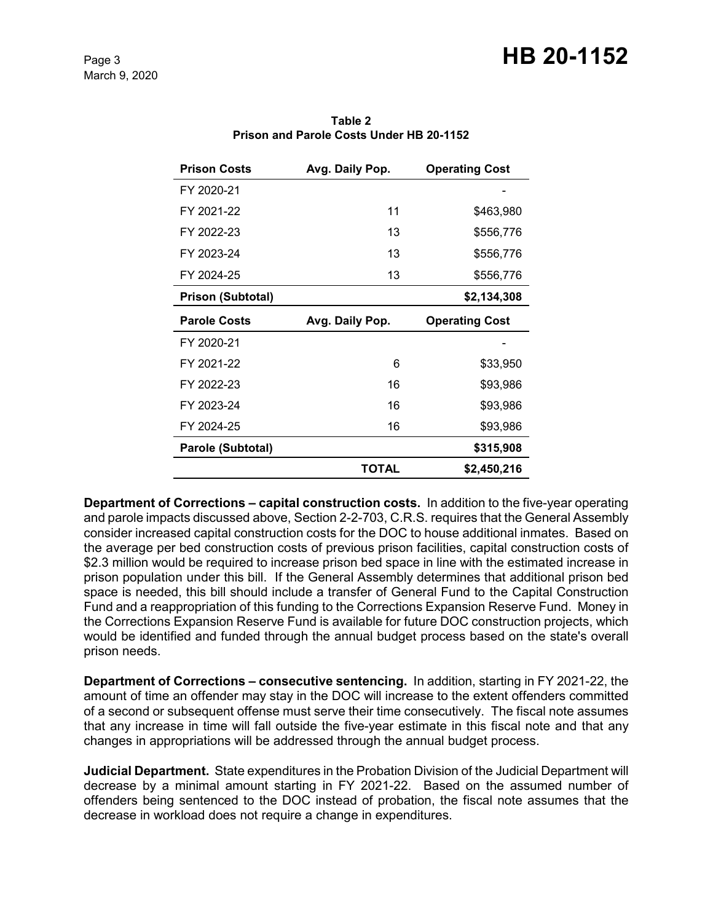**Table 2**
**Prison and Parole Costs Under HB 20-1152**

| Prison Costs | Avg. Daily Pop. | Operating Cost |
|---|---|---|
| FY 2020-21 | | - |
| FY 2021-22 | 11 | $463,980 |
| FY 2022-23 | 13 | $556,776 |
| FY 2023-24 | 13 | $556,776 |
| FY 2024-25 | 13 | $556,776 |
| **Prison (Subtotal)** | | **$2,134,308** |
| **Parole Costs** | **Avg. Daily Pop.** | **Operating Cost** |
| FY 2020-21 | | - |
| FY 2021-22 | 6 | $33,950 |
| FY 2022-23 | 16 | $93,986 |
| FY 2023-24 | 16 | $93,986 |
| FY 2024-25 | 16 | $93,986 |
| **Parole (Subtotal)** | | **$315,908** |
| | **TOTAL** | **$2,450,216** |

**Department of Corrections – capital construction costs.** In addition to the five-year operating and parole impacts discussed above, Section 2-2-703, C.R.S. requires that the General Assembly consider increased capital construction costs for the DOC to house additional inmates. Based on the average per bed construction costs of previous prison facilities, capital construction costs of $2.3 million would be required to increase prison bed space in line with the estimated increase in prison population under this bill. If the General Assembly determines that additional prison bed space is needed, this bill should include a transfer of General Fund to the Capital Construction Fund and a reappropriation of this funding to the Corrections Expansion Reserve Fund. Money in the Corrections Expansion Reserve Fund is available for future DOC construction projects, which would be identified and funded through the annual budget process based on the state's overall prison needs.

**Department of Corrections – consecutive sentencing.** In addition, starting in FY 2021-22, the amount of time an offender may stay in the DOC will increase to the extent offenders committed of a second or subsequent offense must serve their time consecutively. The fiscal note assumes that any increase in time will fall outside the five-year estimate in this fiscal note and that any changes in appropriations will be addressed through the annual budget process.

**Judicial Department.** State expenditures in the Probation Division of the Judicial Department will decrease by a minimal amount starting in FY 2021-22. Based on the assumed number of offenders being sentenced to the DOC instead of probation, the fiscal note assumes that the decrease in workload does not require a change in expenditures.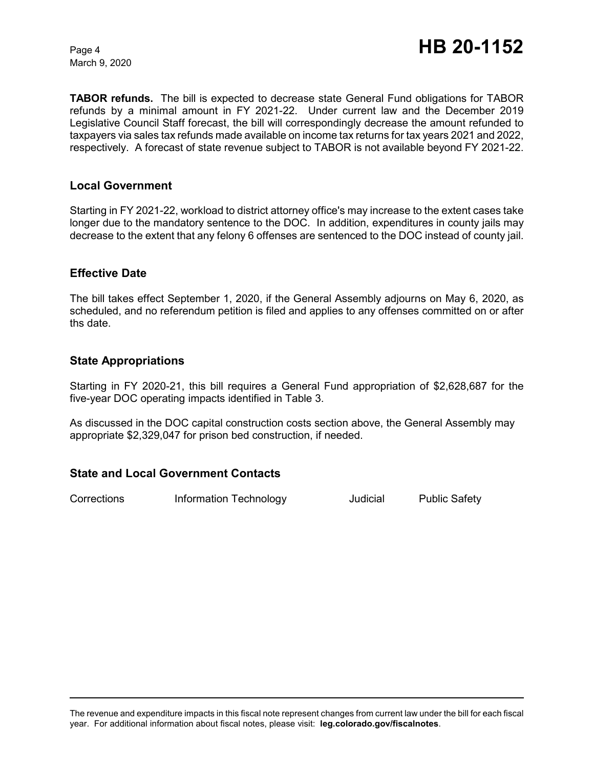**TABOR refunds.** The bill is expected to decrease state General Fund obligations for TABOR refunds by a minimal amount in FY 2021-22. Under current law and the December 2019 Legislative Council Staff forecast, the bill will correspondingly decrease the amount refunded to taxpayers via sales tax refunds made available on income tax returns for tax years 2021 and 2022, respectively. A forecast of state revenue subject to TABOR is not available beyond FY 2021-22.

## Local Government

Starting in FY 2021-22, workload to district attorney office's may increase to the extent cases take longer due to the mandatory sentence to the DOC. In addition, expenditures in county jails may decrease to the extent that any felony 6 offenses are sentenced to the DOC instead of county jail.

## Effective Date

The bill takes effect September 1, 2020, if the General Assembly adjourns on May 6, 2020, as scheduled, and no referendum petition is filed and applies to any offenses committed on or after ths date.

## State Appropriations

Starting in FY 2020-21, this bill requires a General Fund appropriation of $2,628,687 for the five-year DOC operating impacts identified in Table 3.

As discussed in the DOC capital construction costs section above, the General Assembly may appropriate $2,329,047 for prison bed construction, if needed.

## State and Local Government Contacts

Corrections Information Technology Judicial Public Safety

The revenue and expenditure impacts in this fiscal note represent changes from current law under the bill for each fiscal year. For additional information about fiscal notes, please visit: **leg.colorado.gov/fiscalnotes**.